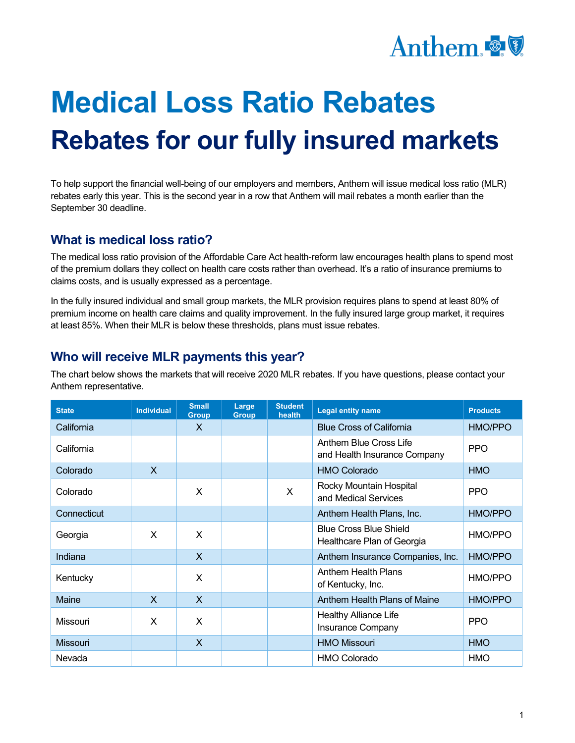# Medical Loss Ratio Rebates

# Rebates for our fully insured markets

To help support the financial well-being of our employers and members, Anthem will issue medical loss ratio (MLR) rebates early this year. This is the second year in a row that Anthem will mail rebates a month earlier than the September 30 deadline.

## What is medical loss ratio?

The medical loss ratio provision of the Affordable Care Act health-reform law encourages health plans to spend most of the premium dollars they collect on health care costs rather than overhead. It's a ratio of insurance premiums to claims costs, and is usually expressed as a percentage.

In the fully insured individual and small group markets, the MLR provision requires plans to spend at least 80% of premium income on health care claims and quality improvement. In the fully insured large group market, it requires at least 85%. When their MLR is below these thresholds, plans must issue rebates.

## Who will receive MLR payments this year?

The chart below shows the markets that will receive 2020 MLR rebates. If you have questions, please contact your Anthem representative.

| State | Individual | Small Group | Large Group | Student health | Legal entity name | Products |
|---|---|---|---|---|---|---|
| California | | X | | | Blue Cross of California | HMO/PPO |
| California | | | | | Anthem Blue Cross Life and Health Insurance Company | PPO |
| Colorado | X | | | | HMO Colorado | HMO |
| Colorado | | X | | X | Rocky Mountain Hospital and Medical Services | PPO |
| Connecticut | | | | | Anthem Health Plans, Inc. | HMO/PPO |
| Georgia | X | X | | | Blue Cross Blue Shield Healthcare Plan of Georgia | HMO/PPO |
| Indiana | | X | | | Anthem Insurance Companies, Inc. | HMO/PPO |
| Kentucky | | X | | | Anthem Health Plans of Kentucky, Inc. | HMO/PPO |
| Maine | X | X | | | Anthem Health Plans of Maine | HMO/PPO |
| Missouri | X | X | | | Healthy Alliance Life Insurance Company | PPO |
| Missouri | | X | | | HMO Missouri | HMO |
| Nevada | | | | | HMO Colorado | HMO |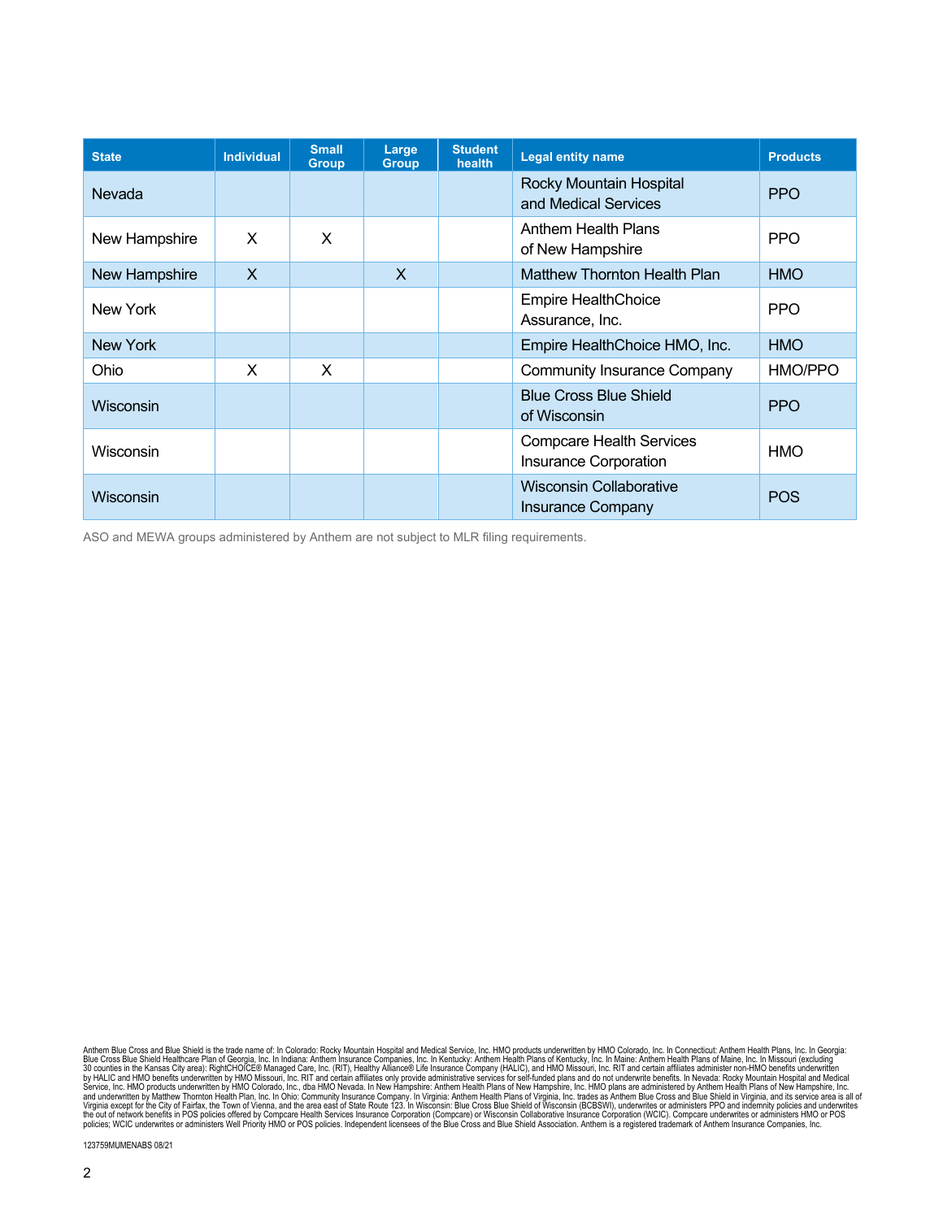| State | Individual | Small Group | Large Group | Student health | Legal entity name | Products |
|---|---|---|---|---|---|---|
| Nevada | | | | | Rocky Mountain Hospital and Medical Services | PPO |
| New Hampshire | X | X | | | Anthem Health Plans of New Hampshire | PPO |
| New Hampshire | X | | X | | Matthew Thornton Health Plan | HMO |
| New York | | | | | Empire HealthChoice Assurance, Inc. | PPO |
| New York | | | | | Empire HealthChoice HMO, Inc. | HMO |
| Ohio | X | X | | | Community Insurance Company | HMO/PPO |
| Wisconsin | | | | | Blue Cross Blue Shield of Wisconsin | PPO |
| Wisconsin | | | | | Compcare Health Services Insurance Corporation | HMO |
| Wisconsin | | | | | Wisconsin Collaborative Insurance Company | POS |

ASO and MEWA groups administered by Anthem are not subject to MLR filing requirements.

Anthem Blue Cross and Blue Shield is the trade name of: In Colorado: Rocky Mountain Hospital and Medical Service, Inc. HMO products underwritten by HMO Colorado, Inc. In Connecticut: Anthem Health Plans, Inc. In Georgia: Blue Cross Blue Shield Healthcare Plan of Georgia, Inc. In Indiana: Anthem Insurance Companies, Inc. In Kentucky: Anthem Health Plans of Kentucky, Inc. In Maine: Anthem Health Plans of Maine, Inc. In Missouri (excluding 30 counties in the Kansas City area): RightCHOICE® Managed Care, Inc. (RIT), Healthy Alliance® Life Insurance Company (HALIC), and HMO Missouri, Inc. RIT and certain affiliates administer non-HMO benefits underwritten by HALIC and HMO benefits underwritten by HMO Missouri, Inc. RIT and certain affiliates only provide administrative services for self-funded plans and do not underwrite benefits. In Nevada: Rocky Mountain Hospital and Medical Service, Inc. HMO products underwritten by HMO Colorado, Inc., dba HMO Nevada. In New Hampshire: Anthem Health Plans of New Hampshire, Inc. HMO plans are administered by Anthem Health Plans of New Hampshire, Inc. and underwritten by Matthew Thornton Health Plan, Inc. In Ohio: Community Insurance Company. In Virginia: Anthem Health Plans of Virginia, Inc. trades as Anthem Blue Cross and Blue Shield in Virginia, and its service area is all of Virginia except for the City of Fairfax, the Town of Vienna, and the area east of State Route 123. In Wisconsin: Blue Cross Blue Shield of Wisconsin (BCBSWI), underwrites or administers PPO and indemnity policies and underwrites the out of network benefits in POS policies offered by Compcare Health Services Insurance Corporation (Compcare) or Wisconsin Collaborative Insurance Corporation (WCIC). Compcare underwrites or administers HMO or POS policies; WCIC underwrites or administers Well Priority HMO or POS policies. Independent licensees of the Blue Cross and Blue Shield Association. Anthem is a registered trademark of Anthem Insurance Companies, Inc.

123759MUMENABS 08/21